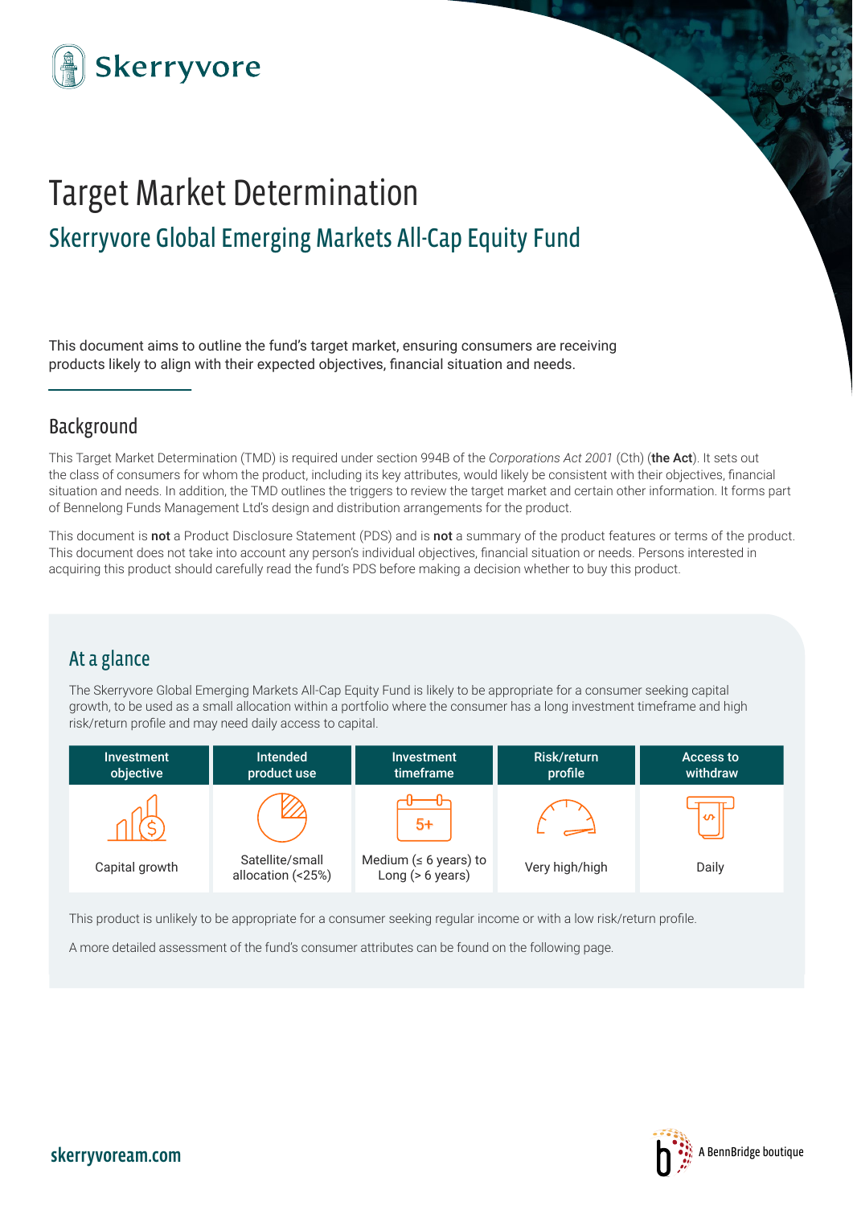Skerryvore

# Target Market Determination

## Skerryvore Global Emerging Markets All-Cap Equity Fund

This document aims to outline the fund's target market, ensuring consumers are receiving products likely to align with their expected objectives, financial situation and needs.

## Background

This Target Market Determination (TMD) is required under section 994B of the *Corporations Act 2001* (Cth) (**the Act**). It sets out the class of consumers for whom the product, including its key attributes, would likely be consistent with their objectives, financial situation and needs. In addition, the TMD outlines the triggers to review the target market and certain other information. It forms part of Bennelong Funds Management Ltd's design and distribution arrangements for the product.

This document is **not** a Product Disclosure Statement (PDS) and is **not** a summary of the product features or terms of the product. This document does not take into account any person's individual objectives, financial situation or needs. Persons interested in acquiring this product should carefully read the fund's PDS before making a decision whether to buy this product.

## At a glance

The Skerryvore Global Emerging Markets All-Cap Equity Fund is likely to be appropriate for a consumer seeking capital growth, to be used as a small allocation within a portfolio where the consumer has a long investment timeframe and high risk/return profile and may need daily access to capital.

| Investment objective | Intended product use | Investment timeframe | Risk/return profile | Access to withdraw |
|---|---|---|---|---|
| Capital growth | Satellite/small allocation (<25%) | Medium (≤ 6 years) to Long (> 6 years) | Very high/high | Daily |

This product is unlikely to be appropriate for a consumer seeking regular income or with a low risk/return profile.

A more detailed assessment of the fund's consumer attributes can be found on the following page.

skerryvoream.com

A BennBridge boutique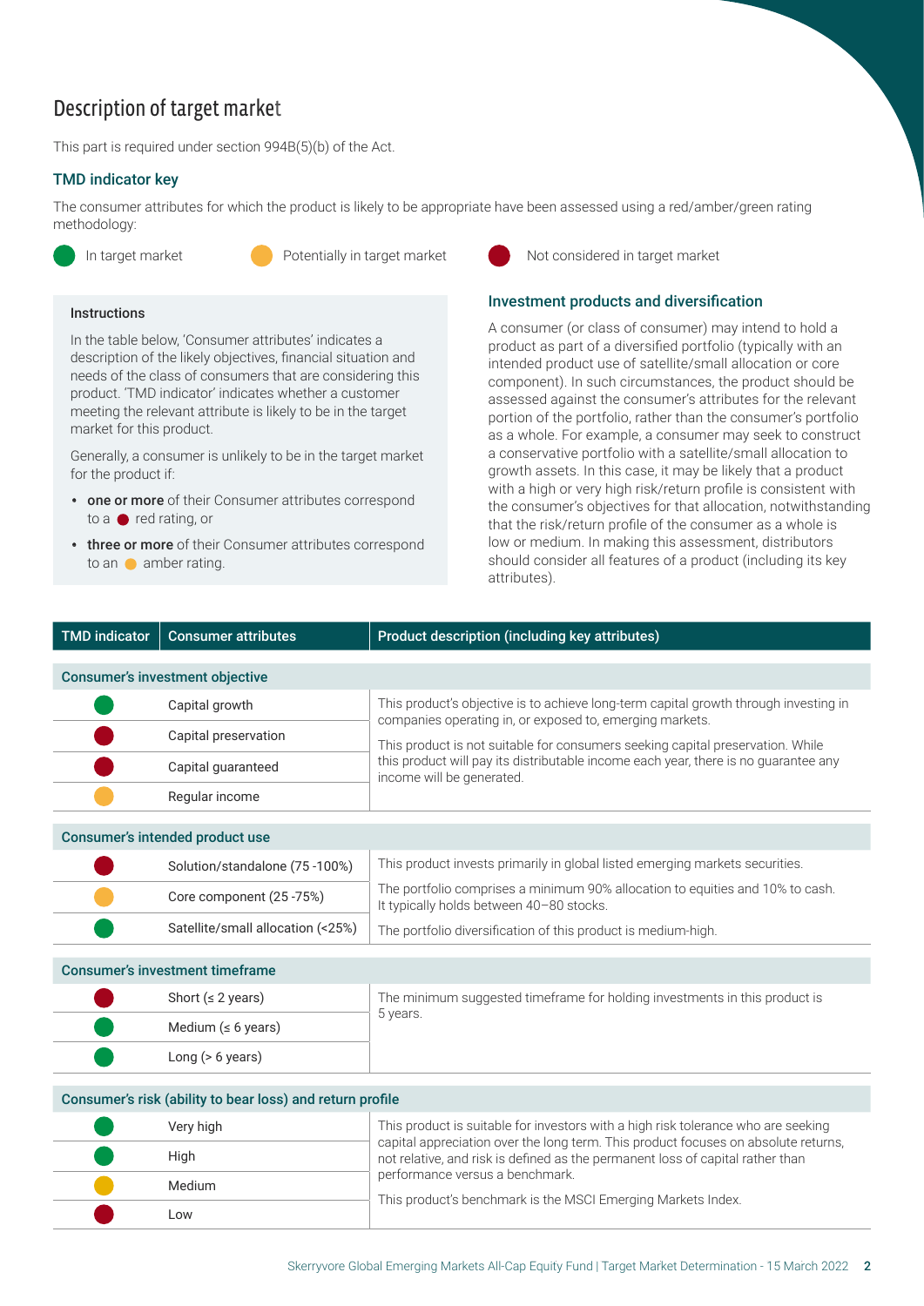## Description of target market

This part is required under section 994B(5)(b) of the Act.

### TMD indicator key

The consumer attributes for which the product is likely to be appropriate have been assessed using a red/amber/green rating methodology:

- 🟢 In target market
- 🟠 Potentially in target market
- 🔴 Not considered in target market

#### Instructions

In the table below, 'Consumer attributes' indicates a description of the likely objectives, financial situation and needs of the class of consumers that are considering this product. 'TMD indicator' indicates whether a customer meeting the relevant attribute is likely to be in the target market for this product.

Generally, a consumer is unlikely to be in the target market for the product if:

- **one or more** of their Consumer attributes correspond to a 🔴 red rating, or
- **three or more** of their Consumer attributes correspond to an 🟠 amber rating.

### Investment products and diversification

A consumer (or class of consumer) may intend to hold a product as part of a diversified portfolio (typically with an intended product use of satellite/small allocation or core component). In such circumstances, the product should be assessed against the consumer's attributes for the relevant portion of the portfolio, rather than the consumer's portfolio as a whole. For example, a consumer may seek to construct a conservative portfolio with a satellite/small allocation to growth assets. In this case, it may be likely that a product with a high or very high risk/return profile is consistent with the consumer's objectives for that allocation, notwithstanding that the risk/return profile of the consumer as a whole is low or medium. In making this assessment, distributors should consider all features of a product (including its key attributes).

| TMD indicator | Consumer attributes | Product description (including key attributes) |
|---|---|---|
| **Consumer's investment objective** | | |
| 🟢 | Capital growth | This product's objective is to achieve long-term capital growth through investing in companies operating in, or exposed to, emerging markets. This product is not suitable for consumers seeking capital preservation. While this product will pay its distributable income each year, there is no guarantee any income will be generated. |
| 🔴 | Capital preservation | |
| 🔴 | Capital guaranteed | |
| 🟠 | Regular income | |
| **Consumer's intended product use** | | |
| 🔴 | Solution/standalone (75 -100%) | This product invests primarily in global listed emerging markets securities. |
| 🟠 | Core component (25 -75%) | The portfolio comprises a minimum 90% allocation to equities and 10% to cash. It typically holds between 40–80 stocks. |
| 🟢 | Satellite/small allocation (<25%) | The portfolio diversification of this product is medium-high. |
| **Consumer's investment timeframe** | | |
| 🔴 | Short (≤ 2 years) | The minimum suggested timeframe for holding investments in this product is 5 years. |
| 🟢 | Medium (≤ 6 years) | |
| 🟢 | Long (> 6 years) | |
| **Consumer's risk (ability to bear loss) and return profile** | | |
| 🟢 | Very high | This product is suitable for investors with a high risk tolerance who are seeking capital appreciation over the long term. This product focuses on absolute returns, not relative, and risk is defined as the permanent loss of capital rather than performance versus a benchmark. This product's benchmark is the MSCI Emerging Markets Index. |
| 🟢 | High | |
| 🟠 | Medium | |
| 🔴 | Low | |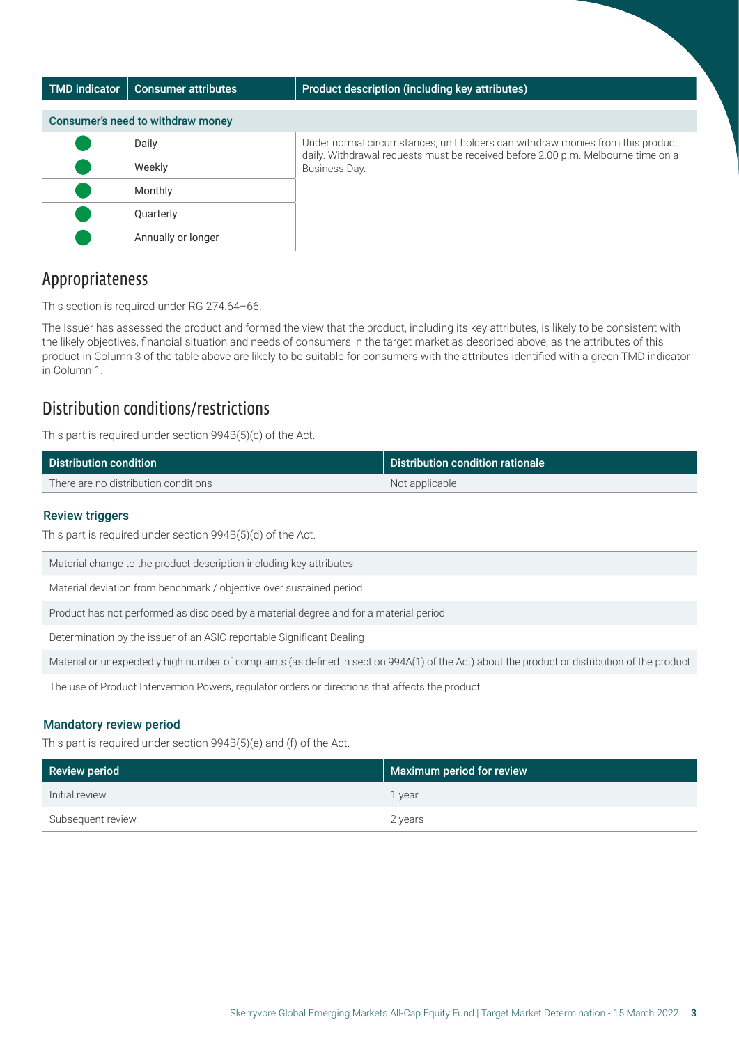| TMD indicator | Consumer attributes | Product description (including key attributes) |
|---|---|---|
| **Consumer's need to withdraw money** | | |
| 🟢 | Daily | Under normal circumstances, unit holders can withdraw monies from this product daily. Withdrawal requests must be received before 2.00 p.m. Melbourne time on a Business Day. |
| 🟢 | Weekly | |
| 🟢 | Monthly | |
| 🟢 | Quarterly | |
| 🟢 | Annually or longer | |

## Appropriateness

This section is required under RG 274.64–66.

The Issuer has assessed the product and formed the view that the product, including its key attributes, is likely to be consistent with the likely objectives, financial situation and needs of consumers in the target market as described above, as the attributes of this product in Column 3 of the table above are likely to be suitable for consumers with the attributes identified with a green TMD indicator in Column 1.

## Distribution conditions/restrictions

This part is required under section 994B(5)(c) of the Act.

| Distribution condition | Distribution condition rationale |
|---|---|
| There are no distribution conditions | Not applicable |

### Review triggers

This part is required under section 994B(5)(d) of the Act.

- Material change to the product description including key attributes
- Material deviation from benchmark / objective over sustained period
- Product has not performed as disclosed by a material degree and for a material period
- Determination by the issuer of an ASIC reportable Significant Dealing
- Material or unexpectedly high number of complaints (as defined in section 994A(1) of the Act) about the product or distribution of the product
- The use of Product Intervention Powers, regulator orders or directions that affects the product

### Mandatory review period

This part is required under section 994B(5)(e) and (f) of the Act.

| Review period | Maximum period for review |
|---|---|
| Initial review | 1 year |
| Subsequent review | 2 years |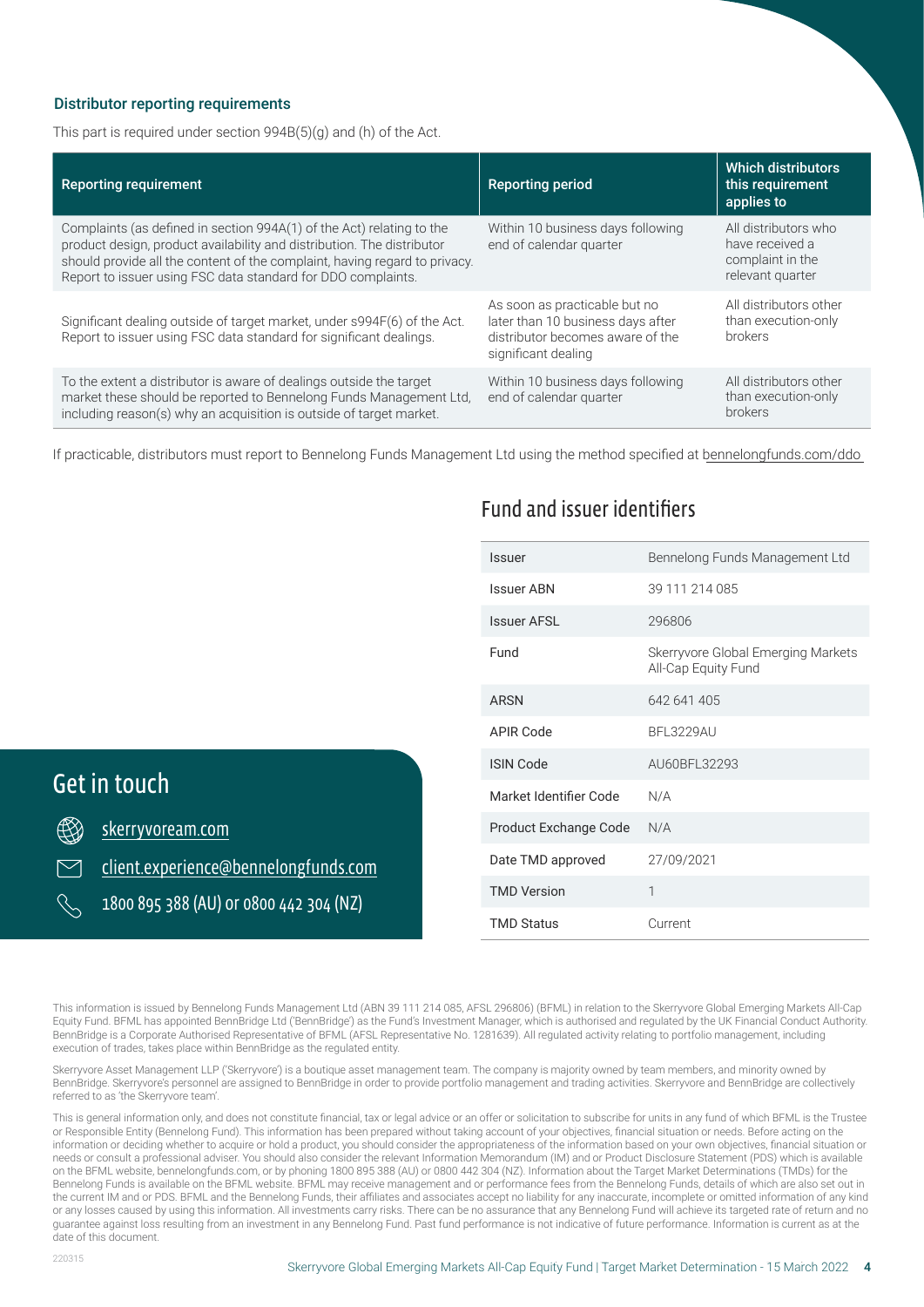### Distributor reporting requirements

This part is required under section 994B(5)(g) and (h) of the Act.

| Reporting requirement | Reporting period | Which distributors this requirement applies to |
|---|---|---|
| Complaints (as defined in section 994A(1) of the Act) relating to the product design, product availability and distribution. The distributor should provide all the content of the complaint, having regard to privacy. Report to issuer using FSC data standard for DDO complaints. | Within 10 business days following end of calendar quarter | All distributors who have received a complaint in the relevant quarter |
| Significant dealing outside of target market, under s994F(6) of the Act. Report to issuer using FSC data standard for significant dealings. | As soon as practicable but no later than 10 business days after distributor becomes aware of the significant dealing | All distributors other than execution-only brokers |
| To the extent a distributor is aware of dealings outside the target market these should be reported to Bennelong Funds Management Ltd, including reason(s) why an acquisition is outside of target market. | Within 10 business days following end of calendar quarter | All distributors other than execution-only brokers |

If practicable, distributors must report to Bennelong Funds Management Ltd using the method specified at bennelongfunds.com/ddo

## Fund and issuer identifiers

| | |
|---|---|
| Issuer | Bennelong Funds Management Ltd |
| Issuer ABN | 39 111 214 085 |
| Issuer AFSL | 296806 |
| Fund | Skerryvore Global Emerging Markets All-Cap Equity Fund |
| ARSN | 642 641 405 |
| APIR Code | BFL3229AU |
| ISIN Code | AU60BFL32293 |
| Market Identifier Code | N/A |
| Product Exchange Code | N/A |
| Date TMD approved | 27/09/2021 |
| TMD Version | 1 |
| TMD Status | Current |

## Get in touch

skerryvoream.com

client.experience@bennelongfunds.com

1800 895 388 (AU) or 0800 442 304 (NZ)

This information is issued by Bennelong Funds Management Ltd (ABN 39 111 214 085, AFSL 296806) (BFML) in relation to the Skerryvore Global Emerging Markets All-Cap Equity Fund. BFML has appointed BennBridge Ltd ('BennBridge') as the Fund's Investment Manager, which is authorised and regulated by the UK Financial Conduct Authority. BennBridge is a Corporate Authorised Representative of BFML (AFSL Representative No. 1281639). All regulated activity relating to portfolio management, including execution of trades, takes place within BennBridge as the regulated entity.

Skerryvore Asset Management LLP ('Skerryvore') is a boutique asset management team. The company is majority owned by team members, and minority owned by BennBridge. Skerryvore's personnel are assigned to BennBridge in order to provide portfolio management and trading activities. Skerryvore and BennBridge are collectively referred to as 'the Skerryvore team'.

This is general information only, and does not constitute financial, tax or legal advice or an offer or solicitation to subscribe for units in any fund of which BFML is the Trustee or Responsible Entity (Bennelong Fund). This information has been prepared without taking account of your objectives, financial situation or needs. Before acting on the information or deciding whether to acquire or hold a product, you should consider the appropriateness of the information based on your own objectives, financial situation or needs or consult a professional adviser. You should also consider the relevant Information Memorandum (IM) and or Product Disclosure Statement (PDS) which is available on the BFML website, bennelongfunds.com, or by phoning 1800 895 388 (AU) or 0800 442 304 (NZ). Information about the Target Market Determinations (TMDs) for the Bennelong Funds is available on the BFML website. BFML may receive management and or performance fees from the Bennelong Funds, details of which are also set out in the current IM and or PDS. BFML and the Bennelong Funds, their affiliates and associates accept no liability for any inaccurate, incomplete or omitted information of any kind or any losses caused by using this information. All investments carry risks. There can be no assurance that any Bennelong Fund will achieve its targeted rate of return and no guarantee against loss resulting from an investment in any Bennelong Fund. Past fund performance is not indicative of future performance. Information is current as at the date of this document.

220315